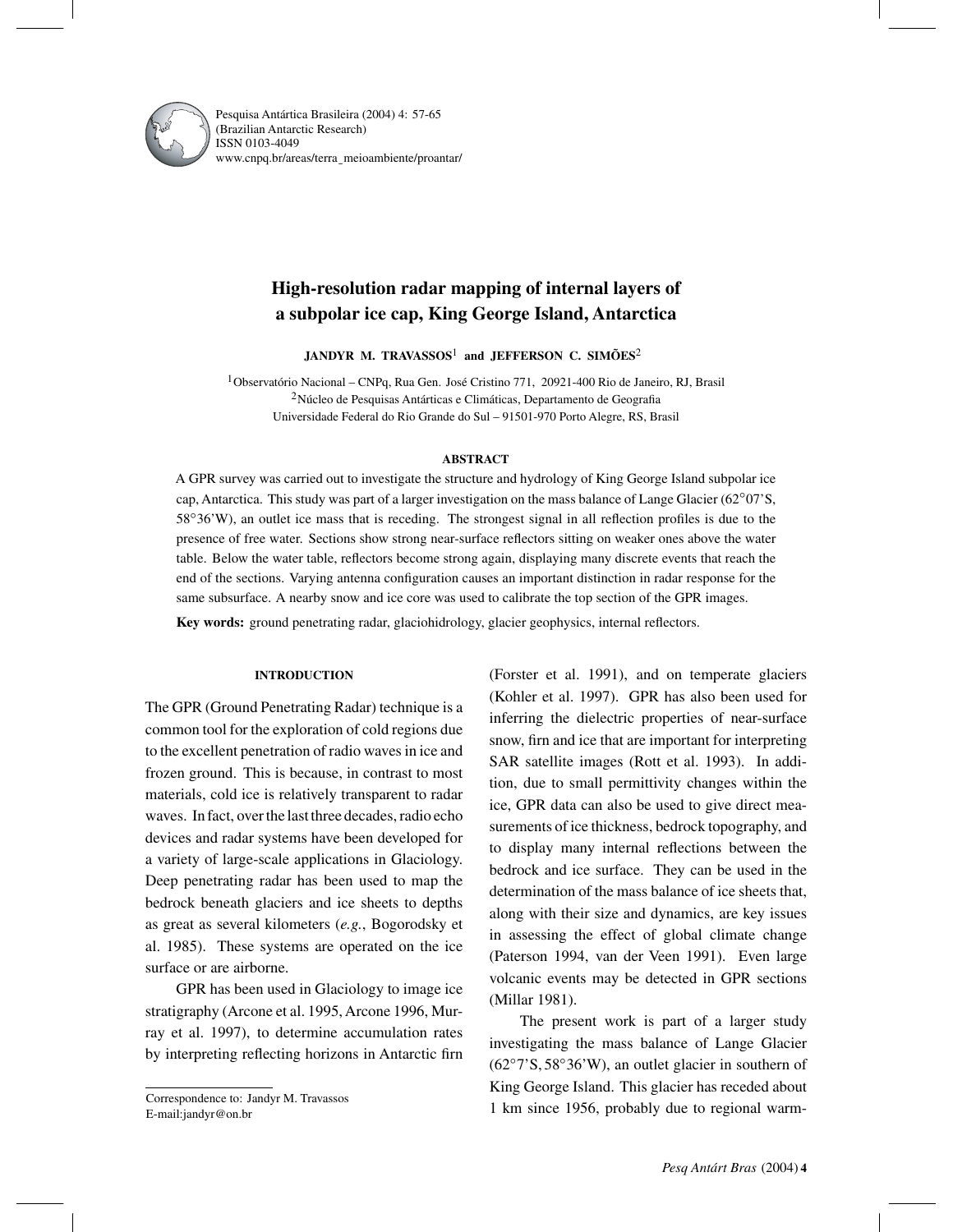# High-resolution radar mapping of internal layers of a subpolar ice cap, King George Island, Antarctica

**JANDYR M. TRAVASSOS**[1] **and JEFFERSON C. SIMÕES**[2]

[1]Observatório Nacional – CNPq, Rua Gen. José Cristino 771, 20921-400 Rio de Janeiro, RJ, Brasil
[2]Núcleo de Pesquisas Antárticas e Climáticas, Departamento de Geografia
Universidade Federal do Rio Grande do Sul – 91501-970 Porto Alegre, RS, Brasil

### ABSTRACT

A GPR survey was carried out to investigate the structure and hydrology of King George Island subpolar ice cap, Antarctica. This study was part of a larger investigation on the mass balance of Lange Glacier (62°07'S, 58°36'W), an outlet ice mass that is receding. The strongest signal in all reflection profiles is due to the presence of free water. Sections show strong near-surface reflectors sitting on weaker ones above the water table. Below the water table, reflectors become strong again, displaying many discrete events that reach the end of the sections. Varying antenna configuration causes an important distinction in radar response for the same subsurface. A nearby snow and ice core was used to calibrate the top section of the GPR images.

**Key words:** ground penetrating radar, glaciohidrology, glacier geophysics, internal reflectors.

## INTRODUCTION

The GPR (Ground Penetrating Radar) technique is a common tool for the exploration of cold regions due to the excellent penetration of radio waves in ice and frozen ground. This is because, in contrast to most materials, cold ice is relatively transparent to radar waves. In fact, over the last three decades, radio echo devices and radar systems have been developed for a variety of large-scale applications in Glaciology. Deep penetrating radar has been used to map the bedrock beneath glaciers and ice sheets to depths as great as several kilometers (*e.g.*, Bogorodsky et al. 1985). These systems are operated on the ice surface or are airborne.

GPR has been used in Glaciology to image ice stratigraphy (Arcone et al. 1995, Arcone 1996, Murray et al. 1997), to determine accumulation rates by interpreting reflecting horizons in Antarctic firn (Forster et al. 1991), and on temperate glaciers (Kohler et al. 1997). GPR has also been used for inferring the dielectric properties of near-surface snow, firn and ice that are important for interpreting SAR satellite images (Rott et al. 1993). In addition, due to small permittivity changes within the ice, GPR data can also be used to give direct measurements of ice thickness, bedrock topography, and to display many internal reflections between the bedrock and ice surface. They can be used in the determination of the mass balance of ice sheets that, along with their size and dynamics, are key issues in assessing the effect of global climate change (Paterson 1994, van der Veen 1991). Even large volcanic events may be detected in GPR sections (Millar 1981).

The present work is part of a larger study investigating the mass balance of Lange Glacier (62°7'S, 58°36'W), an outlet glacier in southern of King George Island. This glacier has receded about 1 km since 1956, probably due to regional warm-

Correspondence to: Jandyr M. Travassos
E-mail:jandyr@on.br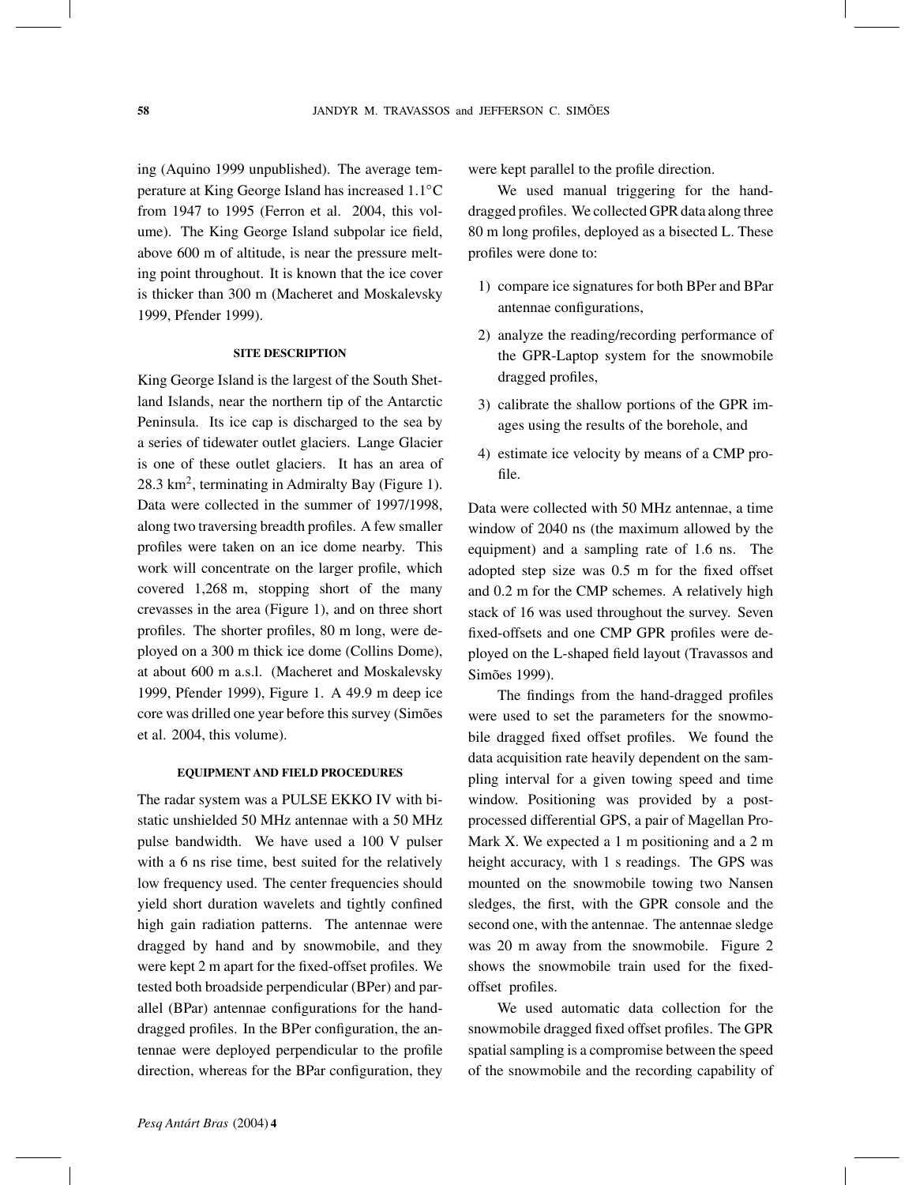ing (Aquino 1999 unpublished). The average temperature at King George Island has increased 1.1°C from 1947 to 1995 (Ferron et al. 2004, this volume). The King George Island subpolar ice field, above 600 m of altitude, is near the pressure melting point throughout. It is known that the ice cover is thicker than 300 m (Macheret and Moskalevsky 1999, Pfender 1999).

## SITE DESCRIPTION

King George Island is the largest of the South Shetland Islands, near the northern tip of the Antarctic Peninsula. Its ice cap is discharged to the sea by a series of tidewater outlet glaciers. Lange Glacier is one of these outlet glaciers. It has an area of 28.3 km$^2$, terminating in Admiralty Bay (Figure 1). Data were collected in the summer of 1997/1998, along two traversing breadth profiles. A few smaller profiles were taken on an ice dome nearby. This work will concentrate on the larger profile, which covered 1,268 m, stopping short of the many crevasses in the area (Figure 1), and on three short profiles. The shorter profiles, 80 m long, were deployed on a 300 m thick ice dome (Collins Dome), at about 600 m a.s.l. (Macheret and Moskalevsky 1999, Pfender 1999), Figure 1. A 49.9 m deep ice core was drilled one year before this survey (Simões et al. 2004, this volume).

## EQUIPMENT AND FIELD PROCEDURES

The radar system was a PULSE EKKO IV with bistatic unshielded 50 MHz antennae with a 50 MHz pulse bandwidth. We have used a 100 V pulser with a 6 ns rise time, best suited for the relatively low frequency used. The center frequencies should yield short duration wavelets and tightly confined high gain radiation patterns. The antennae were dragged by hand and by snowmobile, and they were kept 2 m apart for the fixed-offset profiles. We tested both broadside perpendicular (BPer) and parallel (BPar) antennae configurations for the hand-dragged profiles. In the BPer configuration, the antennae were deployed perpendicular to the profile direction, whereas for the BPar configuration, they were kept parallel to the profile direction.

We used manual triggering for the hand-dragged profiles. We collected GPR data along three 80 m long profiles, deployed as a bisected L. These profiles were done to:

1) compare ice signatures for both BPer and BPar antennae configurations,
2) analyze the reading/recording performance of the GPR-Laptop system for the snowmobile dragged profiles,
3) calibrate the shallow portions of the GPR images using the results of the borehole, and
4) estimate ice velocity by means of a CMP profile.

Data were collected with 50 MHz antennae, a time window of 2040 ns (the maximum allowed by the equipment) and a sampling rate of 1.6 ns. The adopted step size was 0.5 m for the fixed offset and 0.2 m for the CMP schemes. A relatively high stack of 16 was used throughout the survey. Seven fixed-offsets and one CMP GPR profiles were deployed on the L-shaped field layout (Travassos and Simões 1999).

The findings from the hand-dragged profiles were used to set the parameters for the snowmobile dragged fixed offset profiles. We found the data acquisition rate heavily dependent on the sampling interval for a given towing speed and time window. Positioning was provided by a post-processed differential GPS, a pair of Magellan Pro-Mark X. We expected a 1 m positioning and a 2 m height accuracy, with 1 s readings. The GPS was mounted on the snowmobile towing two Nansen sledges, the first, with the GPR console and the second one, with the antennae. The antennae sledge was 20 m away from the snowmobile. Figure 2 shows the snowmobile train used for the fixed-offset profiles.

We used automatic data collection for the snowmobile dragged fixed offset profiles. The GPR spatial sampling is a compromise between the speed of the snowmobile and the recording capability of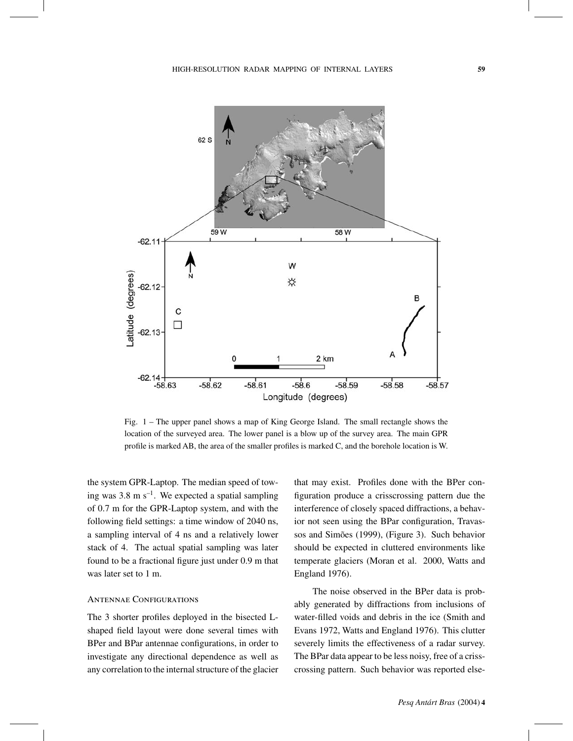Fig. 1 – The upper panel shows a map of King George Island. The small rectangle shows the location of the surveyed area. The lower panel is a blow up of the survey area. The main GPR profile is marked AB, the area of the smaller profiles is marked C, and the borehole location is W.

the system GPR-Laptop. The median speed of towing was 3.8 m $s^{-1}$. We expected a spatial sampling of 0.7 m for the GPR-Laptop system, and with the following field settings: a time window of 2040 ns, a sampling interval of 4 ns and a relatively lower stack of 4. The actual spatial sampling was later found to be a fractional figure just under 0.9 m that was later set to 1 m.

## Antennae Configurations

The 3 shorter profiles deployed in the bisected L-shaped field layout were done several times with BPer and BPar antennae configurations, in order to investigate any directional dependence as well as any correlation to the internal structure of the glacier that may exist. Profiles done with the BPer configuration produce a crisscrossing pattern due the interference of closely spaced diffractions, a behavior not seen using the BPar configuration, Travassos and Simões (1999), (Figure 3). Such behavior should be expected in cluttered environments like temperate glaciers (Moran et al. 2000, Watts and England 1976).

The noise observed in the BPer data is probably generated by diffractions from inclusions of water-filled voids and debris in the ice (Smith and Evans 1972, Watts and England 1976). This clutter severely limits the effectiveness of a radar survey. The BPar data appear to be less noisy, free of a crisscrossing pattern. Such behavior was reported else-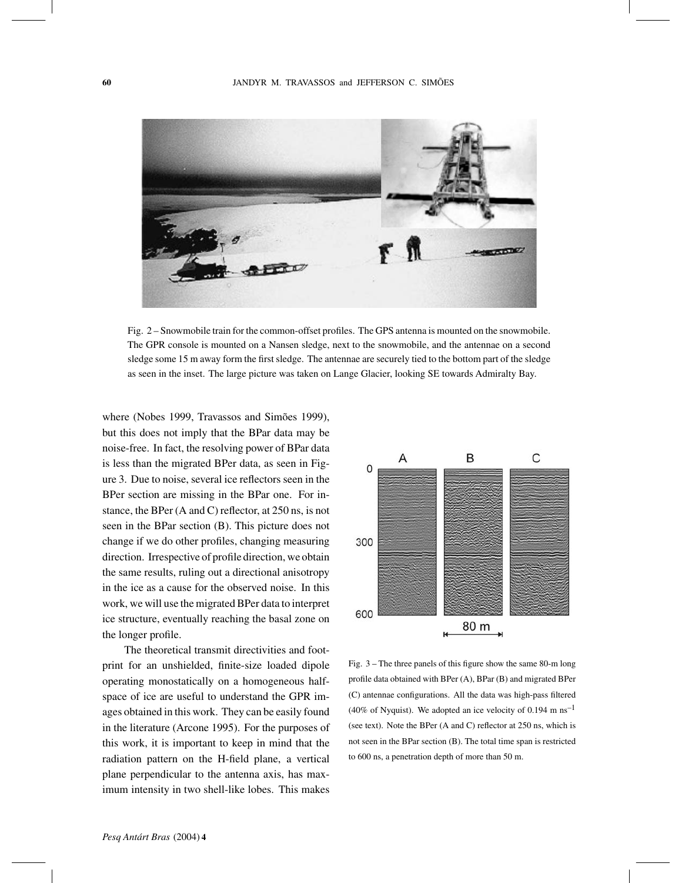Fig. 2 – Snowmobile train for the common-offset profiles. The GPS antenna is mounted on the snowmobile. The GPR console is mounted on a Nansen sledge, next to the snowmobile, and the antennae on a second sledge some 15 m away form the first sledge. The antennae are securely tied to the bottom part of the sledge as seen in the inset. The large picture was taken on Lange Glacier, looking SE towards Admiralty Bay.

where (Nobes 1999, Travassos and Simões 1999), but this does not imply that the BPar data may be noise-free. In fact, the resolving power of BPar data is less than the migrated BPer data, as seen in Figure 3. Due to noise, several ice reflectors seen in the BPer section are missing in the BPar one. For instance, the BPer (A and C) reflector, at 250 ns, is not seen in the BPar section (B). This picture does not change if we do other profiles, changing measuring direction. Irrespective of profile direction, we obtain the same results, ruling out a directional anisotropy in the ice as a cause for the observed noise. In this work, we will use the migrated BPer data to interpret ice structure, eventually reaching the basal zone on the longer profile.

The theoretical transmit directivities and footprint for an unshielded, finite-size loaded dipole operating monostatically on a homogeneous half-space of ice are useful to understand the GPR images obtained in this work. They can be easily found in the literature (Arcone 1995). For the purposes of this work, it is important to keep in mind that the radiation pattern on the H-field plane, a vertical plane perpendicular to the antenna axis, has maximum intensity in two shell-like lobes. This makes

Fig. 3 – The three panels of this figure show the same 80-m long profile data obtained with BPer (A), BPar (B) and migrated BPer (C) antennae configurations. All the data was high-pass filtered (40% of Nyquist). We adopted an ice velocity of 0.194 m ns$^{-1}$ (see text). Note the BPer (A and C) reflector at 250 ns, which is not seen in the BPar section (B). The total time span is restricted to 600 ns, a penetration depth of more than 50 m.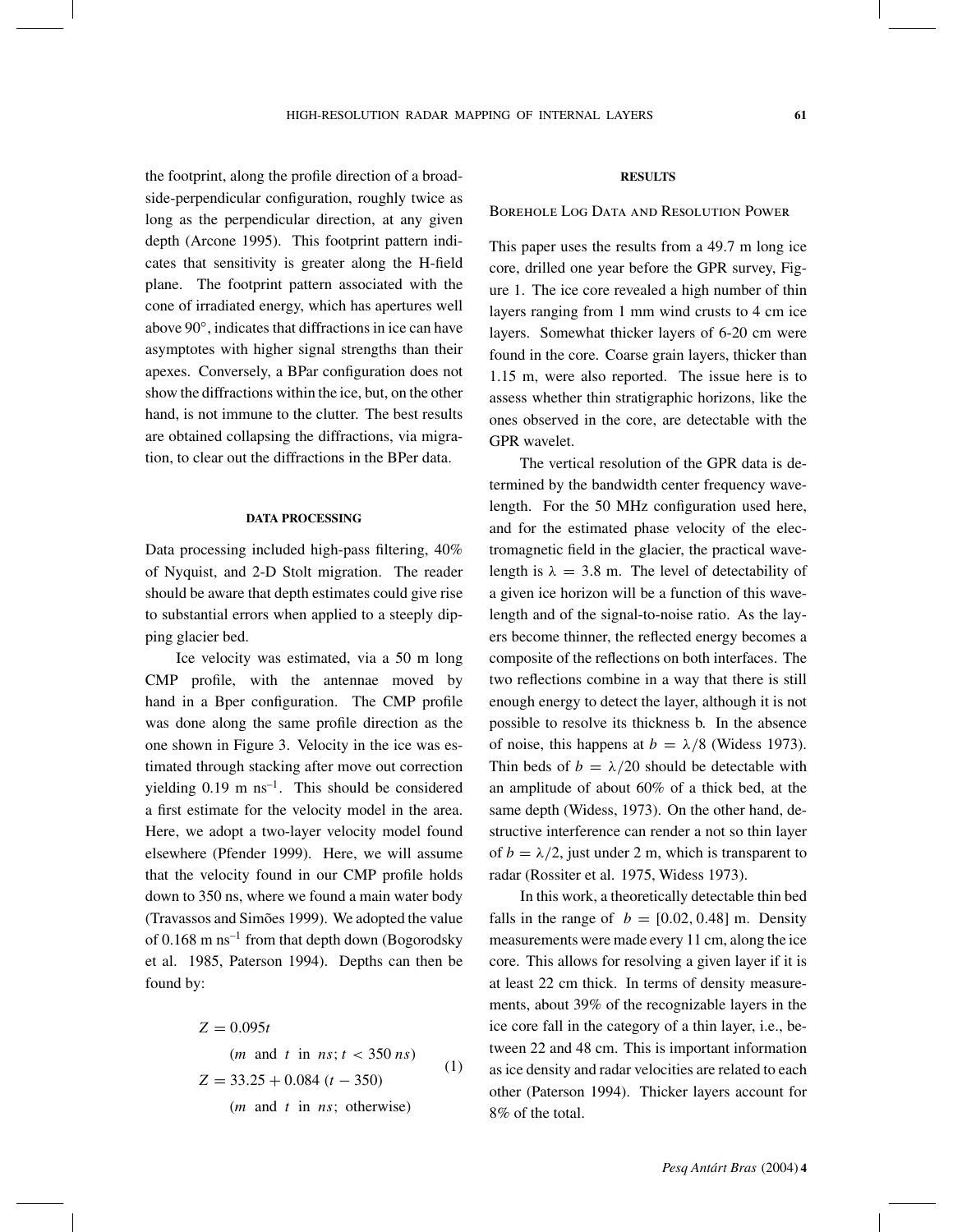the footprint, along the profile direction of a broadside-perpendicular configuration, roughly twice as long as the perpendicular direction, at any given depth (Arcone 1995). This footprint pattern indicates that sensitivity is greater along the H-field plane. The footprint pattern associated with the cone of irradiated energy, which has apertures well above 90°, indicates that diffractions in ice can have asymptotes with higher signal strengths than their apexes. Conversely, a BPar configuration does not show the diffractions within the ice, but, on the other hand, is not immune to the clutter. The best results are obtained collapsing the diffractions, via migration, to clear out the diffractions in the BPer data.

## DATA PROCESSING

Data processing included high-pass filtering, 40% of Nyquist, and 2-D Stolt migration. The reader should be aware that depth estimates could give rise to substantial errors when applied to a steeply dipping glacier bed.

Ice velocity was estimated, via a 50 m long CMP profile, with the antennae moved by hand in a Bper configuration. The CMP profile was done along the same profile direction as the one shown in Figure 3. Velocity in the ice was estimated through stacking after move out correction yielding 0.19 m ns$^{-1}$. This should be considered a first estimate for the velocity model in the area. Here, we adopt a two-layer velocity model found elsewhere (Pfender 1999). Here, we will assume that the velocity found in our CMP profile holds down to 350 ns, where we found a main water body (Travassos and Simões 1999). We adopted the value of 0.168 m ns$^{-1}$ from that depth down (Bogorodsky et al. 1985, Paterson 1994). Depths can then be found by:

$$
\begin{aligned}
Z &= 0.095t \\
&\quad (m \text{ and } t \text{ in } ns;\, t < 350\, ns) \\
Z &= 33.25 + 0.084\,(t - 350) \\
&\quad (m \text{ and } t \text{ in } ns;\ \text{otherwise})
\end{aligned}
\tag{1}
$$

## RESULTS

### Borehole Log Data and Resolution Power

This paper uses the results from a 49.7 m long ice core, drilled one year before the GPR survey, Figure 1. The ice core revealed a high number of thin layers ranging from 1 mm wind crusts to 4 cm ice layers. Somewhat thicker layers of 6-20 cm were found in the core. Coarse grain layers, thicker than 1.15 m, were also reported. The issue here is to assess whether thin stratigraphic horizons, like the ones observed in the core, are detectable with the GPR wavelet.

The vertical resolution of the GPR data is determined by the bandwidth center frequency wavelength. For the 50 MHz configuration used here, and for the estimated phase velocity of the electromagnetic field in the glacier, the practical wavelength is $\lambda = 3.8$ m. The level of detectability of a given ice horizon will be a function of this wavelength and of the signal-to-noise ratio. As the layers become thinner, the reflected energy becomes a composite of the reflections on both interfaces. The two reflections combine in a way that there is still enough energy to detect the layer, although it is not possible to resolve its thickness b. In the absence of noise, this happens at $b = \lambda/8$ (Widess 1973). Thin beds of $b = \lambda/20$ should be detectable with an amplitude of about 60% of a thick bed, at the same depth (Widess, 1973). On the other hand, destructive interference can render a not so thin layer of $b = \lambda/2$, just under 2 m, which is transparent to radar (Rossiter et al. 1975, Widess 1973).

In this work, a theoretically detectable thin bed falls in the range of $b = [0.02, 0.48]$ m. Density measurements were made every 11 cm, along the ice core. This allows for resolving a given layer if it is at least 22 cm thick. In terms of density measurements, about 39% of the recognizable layers in the ice core fall in the category of a thin layer, i.e., between 22 and 48 cm. This is important information as ice density and radar velocities are related to each other (Paterson 1994). Thicker layers account for 8% of the total.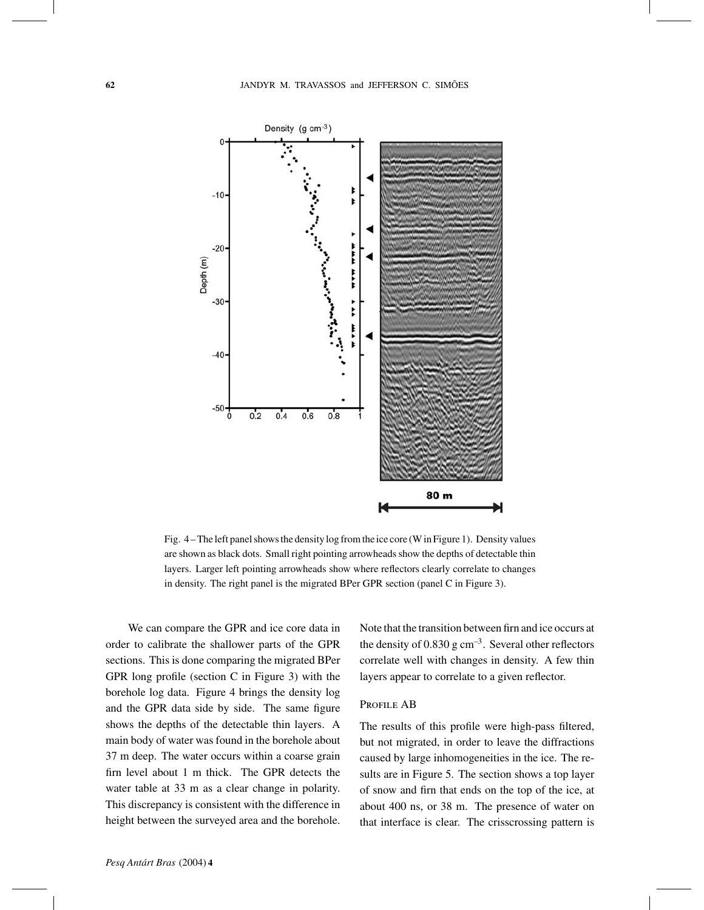Fig. 4 – The left panel shows the density log from the ice core (W in Figure 1). Density values are shown as black dots. Small right pointing arrowheads show the depths of detectable thin layers. Larger left pointing arrowheads show where reflectors clearly correlate to changes in density. The right panel is the migrated BPer GPR section (panel C in Figure 3).

We can compare the GPR and ice core data in order to calibrate the shallower parts of the GPR sections. This is done comparing the migrated BPer GPR long profile (section C in Figure 3) with the borehole log data. Figure 4 brings the density log and the GPR data side by side. The same figure shows the depths of the detectable thin layers. A main body of water was found in the borehole about 37 m deep. The water occurs within a coarse grain firn level about 1 m thick. The GPR detects the water table at 33 m as a clear change in polarity. This discrepancy is consistent with the difference in height between the surveyed area and the borehole. Note that the transition between firn and ice occurs at the density of 0.830 g cm$^{-3}$. Several other reflectors correlate well with changes in density. A few thin layers appear to correlate to a given reflector.

### Profile AB

The results of this profile were high-pass filtered, but not migrated, in order to leave the diffractions caused by large inhomogeneities in the ice. The results are in Figure 5. The section shows a top layer of snow and firn that ends on the top of the ice, at about 400 ns, or 38 m. The presence of water on that interface is clear. The crisscrossing pattern is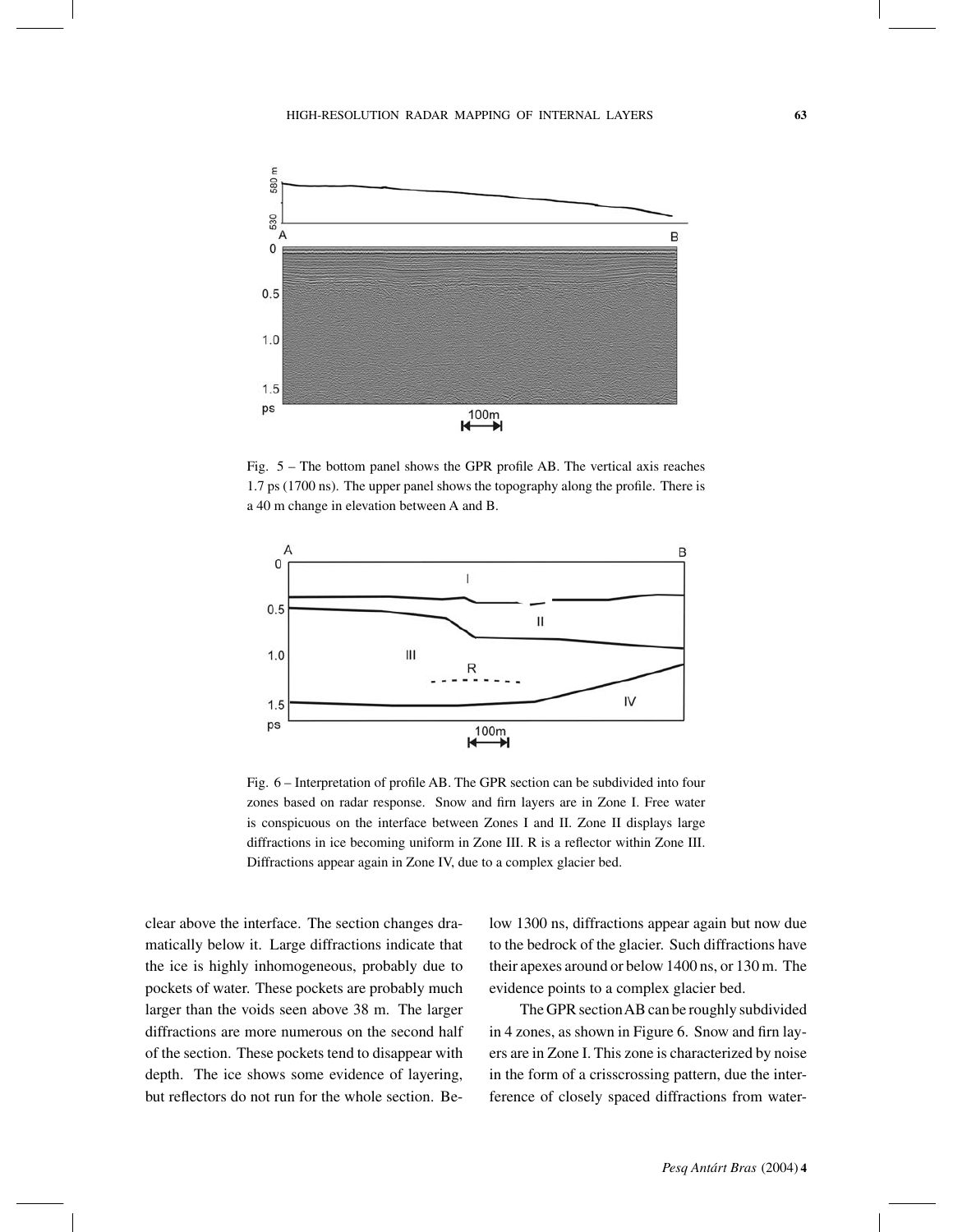Fig. 5 – The bottom panel shows the GPR profile AB. The vertical axis reaches 1.7 ps (1700 ns). The upper panel shows the topography along the profile. There is a 40 m change in elevation between A and B.

Fig. 6 – Interpretation of profile AB. The GPR section can be subdivided into four zones based on radar response. Snow and firn layers are in Zone I. Free water is conspicuous on the interface between Zones I and II. Zone II displays large diffractions in ice becoming uniform in Zone III. R is a reflector within Zone III. Diffractions appear again in Zone IV, due to a complex glacier bed.

clear above the interface. The section changes dramatically below it. Large diffractions indicate that the ice is highly inhomogeneous, probably due to pockets of water. These pockets are probably much larger than the voids seen above 38 m. The larger diffractions are more numerous on the second half of the section. These pockets tend to disappear with depth. The ice shows some evidence of layering, but reflectors do not run for the whole section. Below 1300 ns, diffractions appear again but now due to the bedrock of the glacier. Such diffractions have their apexes around or below 1400 ns, or 130 m. The evidence points to a complex glacier bed.

The GPR section AB can be roughly subdivided in 4 zones, as shown in Figure 6. Snow and firn layers are in Zone I. This zone is characterized by noise in the form of a crisscrossing pattern, due the interference of closely spaced diffractions from water-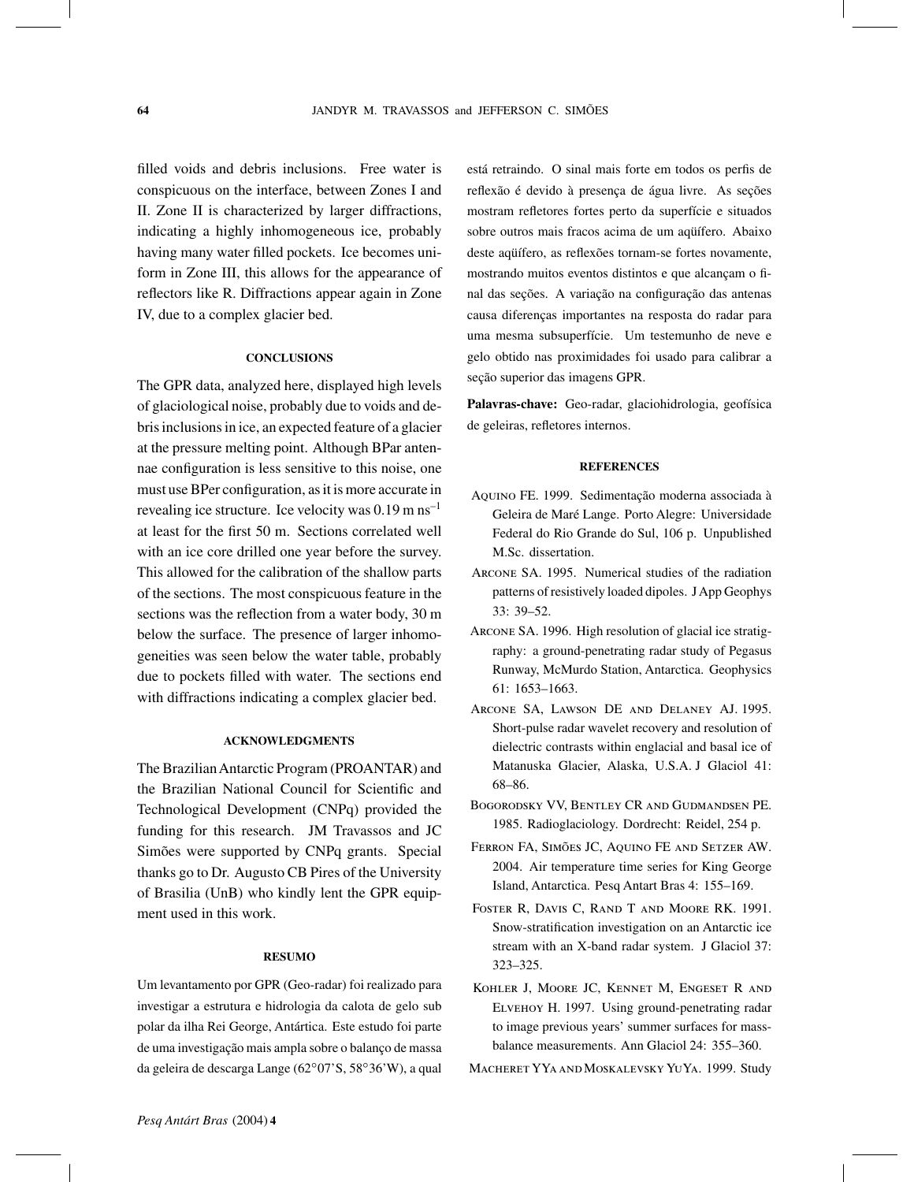filled voids and debris inclusions. Free water is conspicuous on the interface, between Zones I and II. Zone II is characterized by larger diffractions, indicating a highly inhomogeneous ice, probably having many water filled pockets. Ice becomes uniform in Zone III, this allows for the appearance of reflectors like R. Diffractions appear again in Zone IV, due to a complex glacier bed.

## CONCLUSIONS

The GPR data, analyzed here, displayed high levels of glaciological noise, probably due to voids and debris inclusions in ice, an expected feature of a glacier at the pressure melting point. Although BPar antennae configuration is less sensitive to this noise, one must use BPer configuration, as it is more accurate in revealing ice structure. Ice velocity was 0.19 m ns$^{-1}$ at least for the first 50 m. Sections correlated well with an ice core drilled one year before the survey. This allowed for the calibration of the shallow parts of the sections. The most conspicuous feature in the sections was the reflection from a water body, 30 m below the surface. The presence of larger inhomogeneities was seen below the water table, probably due to pockets filled with water. The sections end with diffractions indicating a complex glacier bed.

## ACKNOWLEDGMENTS

The Brazilian Antarctic Program (PROANTAR) and the Brazilian National Council for Scientific and Technological Development (CNPq) provided the funding for this research. JM Travassos and JC Simões were supported by CNPq grants. Special thanks go to Dr. Augusto CB Pires of the University of Brasilia (UnB) who kindly lent the GPR equipment used in this work.

## RESUMO

Um levantamento por GPR (Geo-radar) foi realizado para investigar a estrutura e hidrologia da calota de gelo sub polar da ilha Rei George, Antártica. Este estudo foi parte de uma investigação mais ampla sobre o balanço de massa da geleira de descarga Lange (62°07'S, 58°36'W), a qual está retraindo. O sinal mais forte em todos os perfis de reflexão é devido à presença de água livre. As seções mostram refletores fortes perto da superfície e situados sobre outros mais fracos acima de um aqüífero. Abaixo deste aqüífero, as reflexões tornam-se fortes novamente, mostrando muitos eventos distintos e que alcançam o final das seções. A variação na configuração das antenas causa diferenças importantes na resposta do radar para uma mesma subsuperfície. Um testemunho de neve e gelo obtido nas proximidades foi usado para calibrar a seção superior das imagens GPR.

**Palavras-chave:** Geo-radar, glaciohidrologia, geofísica de geleiras, refletores internos.

## REFERENCES

Aquino FE. 1999. Sedimentação moderna associada à Geleira de Maré Lange. Porto Alegre: Universidade Federal do Rio Grande do Sul, 106 p. Unpublished M.Sc. dissertation.

Arcone SA. 1995. Numerical studies of the radiation patterns of resistively loaded dipoles. J App Geophys 33: 39–52.

Arcone SA. 1996. High resolution of glacial ice stratigraphy: a ground-penetrating radar study of Pegasus Runway, McMurdo Station, Antarctica. Geophysics 61: 1653–1663.

Arcone SA, Lawson DE and Delaney AJ. 1995. Short-pulse radar wavelet recovery and resolution of dielectric contrasts within englacial and basal ice of Matanuska Glacier, Alaska, U.S.A. J Glaciol 41: 68–86.

Bogorodsky VV, Bentley CR and Gudmandsen PE. 1985. Radioglaciology. Dordrecht: Reidel, 254 p.

Ferron FA, Simões JC, Aquino FE and Setzer AW. 2004. Air temperature time series for King George Island, Antarctica. Pesq Antart Bras 4: 155–169.

Foster R, Davis C, Rand T and Moore RK. 1991. Snow-stratification investigation on an Antarctic ice stream with an X-band radar system. J Glaciol 37: 323–325.

Kohler J, Moore JC, Kennet M, Engeset R and Elvehoy H. 1997. Using ground-penetrating radar to image previous years' summer surfaces for mass-balance measurements. Ann Glaciol 24: 355–360.

Macheret YYa and Moskalevsky YuYa. 1999. Study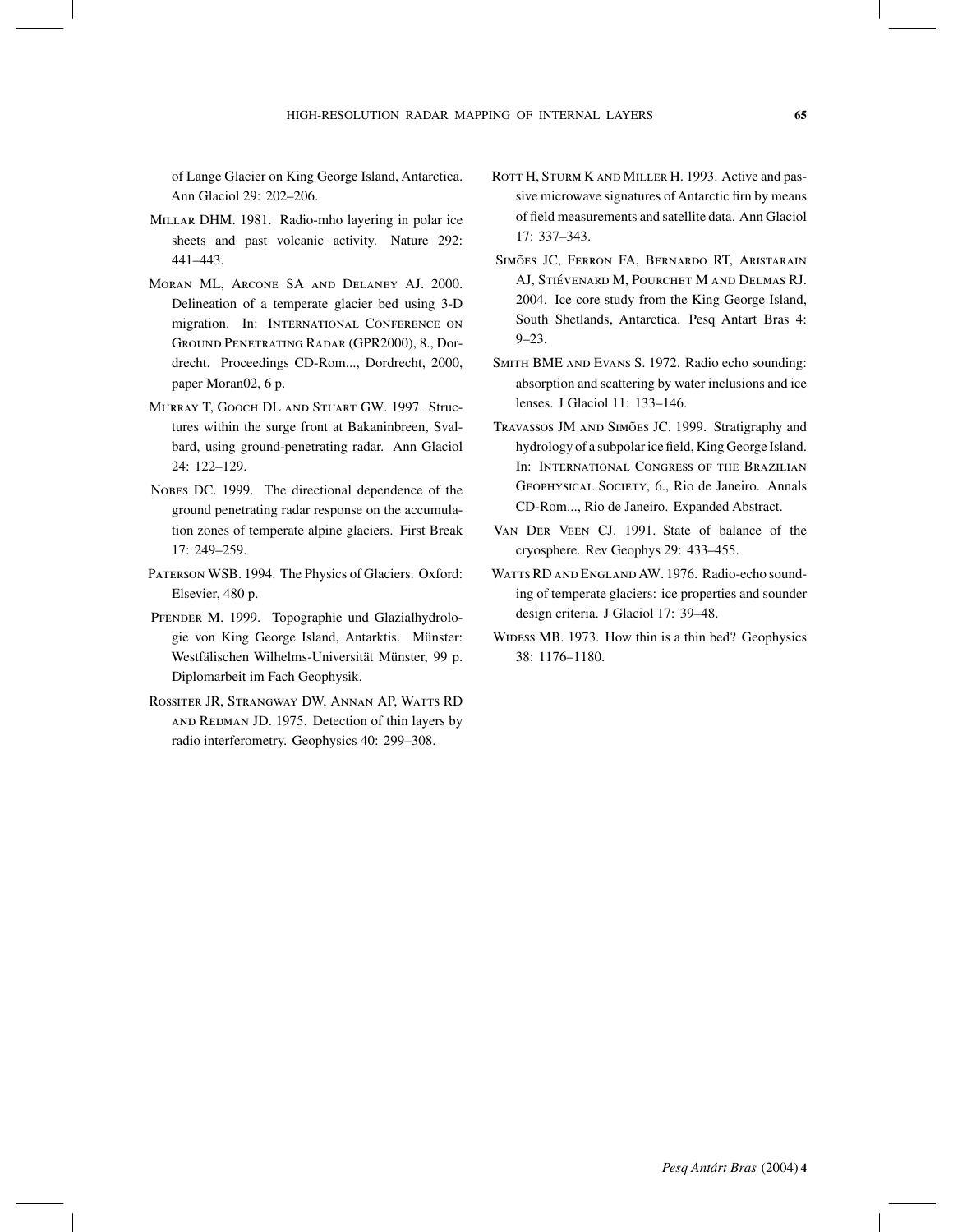of Lange Glacier on King George Island, Antarctica. Ann Glaciol 29: 202–206.

MILLAR DHM. 1981. Radio-mho layering in polar ice sheets and past volcanic activity. Nature 292: 441–443.

MORAN ML, ARCONE SA AND DELANEY AJ. 2000. Delineation of a temperate glacier bed using 3-D migration. In: INTERNATIONAL CONFERENCE ON GROUND PENETRATING RADAR (GPR2000), 8., Dordrecht. Proceedings CD-Rom..., Dordrecht, 2000, paper Moran02, 6 p.

MURRAY T, GOOCH DL AND STUART GW. 1997. Structures within the surge front at Bakaninbreen, Svalbard, using ground-penetrating radar. Ann Glaciol 24: 122–129.

NOBES DC. 1999. The directional dependence of the ground penetrating radar response on the accumulation zones of temperate alpine glaciers. First Break 17: 249–259.

PATERSON WSB. 1994. The Physics of Glaciers. Oxford: Elsevier, 480 p.

PFENDER M. 1999. Topographie und Glazialhydrologie von King George Island, Antarktis. Münster: Westfälischen Wilhelms-Universität Münster, 99 p. Diplomarbeit im Fach Geophysik.

ROSSITER JR, STRANGWAY DW, ANNAN AP, WATTS RD AND REDMAN JD. 1975. Detection of thin layers by radio interferometry. Geophysics 40: 299–308.

ROTT H, STURM K AND MILLER H. 1993. Active and passive microwave signatures of Antarctic firn by means of field measurements and satellite data. Ann Glaciol 17: 337–343.

SIMÕES JC, FERRON FA, BERNARDO RT, ARISTARAIN AJ, STIÉVENARD M, POURCHET M AND DELMAS RJ. 2004. Ice core study from the King George Island, South Shetlands, Antarctica. Pesq Antart Bras 4: 9–23.

SMITH BME AND EVANS S. 1972. Radio echo sounding: absorption and scattering by water inclusions and ice lenses. J Glaciol 11: 133–146.

TRAVASSOS JM AND SIMÕES JC. 1999. Stratigraphy and hydrology of a subpolar ice field, King George Island. In: INTERNATIONAL CONGRESS OF THE BRAZILIAN GEOPHYSICAL SOCIETY, 6., Rio de Janeiro. Annals CD-Rom..., Rio de Janeiro. Expanded Abstract.

VAN DER VEEN CJ. 1991. State of balance of the cryosphere. Rev Geophys 29: 433–455.

WATTS RD AND ENGLAND AW. 1976. Radio-echo sounding of temperate glaciers: ice properties and sounder design criteria. J Glaciol 17: 39–48.

WIDESS MB. 1973. How thin is a thin bed? Geophysics 38: 1176–1180.